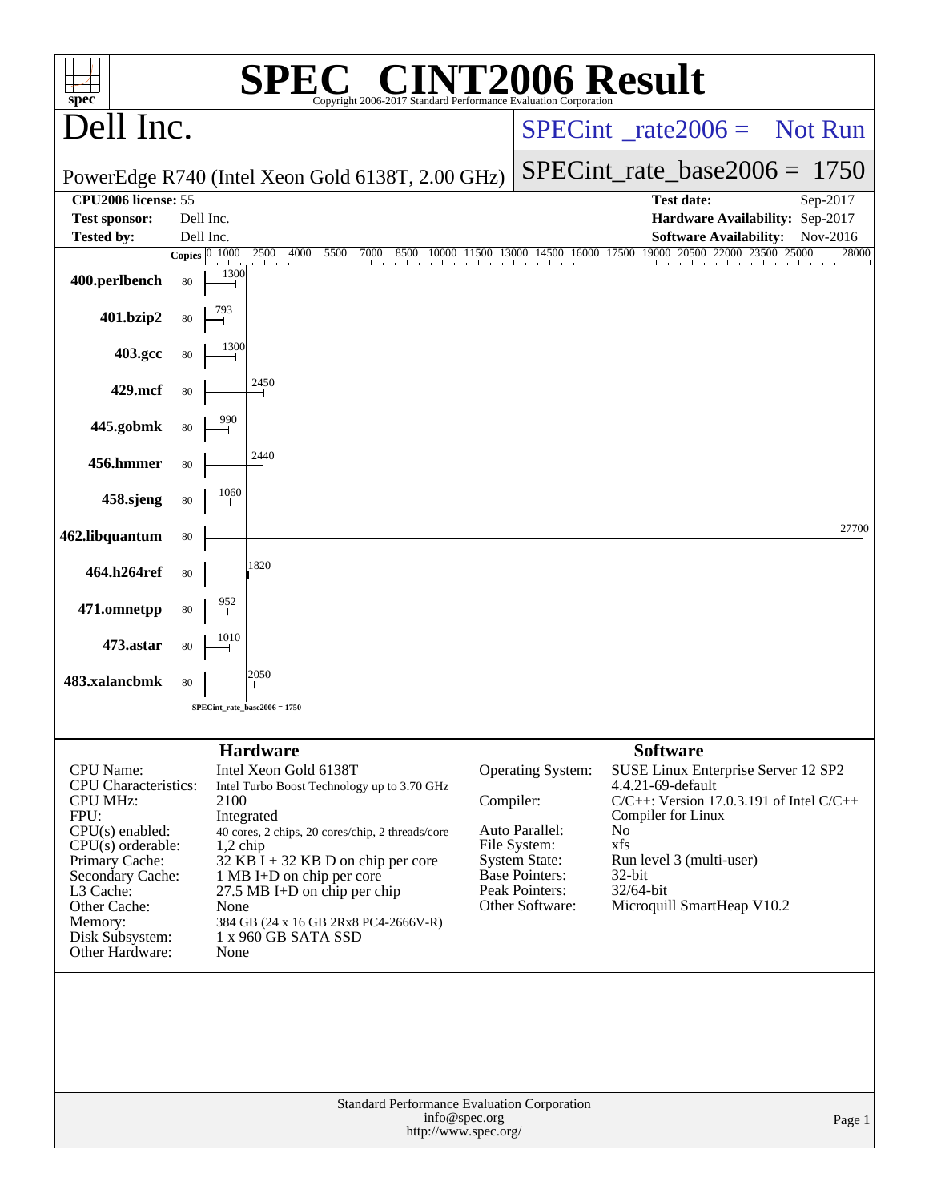# SPEC® CINT2006 Result

Copyright 2006-2017 Standard Performance Evaluation Corporation

## Dell Inc.

PowerEdge R740 (Intel Xeon Gold 6138T, 2.00 GHz)

SPECint_rate2006 = Not Run

SPECint_rate_base2006 = 1750

| | | | |
|---|---|---|---|
| **CPU2006 license:** 55 | | **Test date:** | Sep-2017 |
| **Test sponsor:** | Dell Inc. | **Hardware Availability:** | Sep-2017 |
| **Tested by:** | Dell Inc. | **Software Availability:** | Nov-2016 |

| Benchmark | Copies | Base Ratio |
|---|---|---|
| 400.perlbench | 80 | 1300 |
| 401.bzip2 | 80 | 793 |
| 403.gcc | 80 | 1300 |
| 429.mcf | 80 | 2450 |
| 445.gobmk | 80 | 990 |
| 456.hmmer | 80 | 2440 |
| 458.sjeng | 80 | 1060 |
| 462.libquantum | 80 | 27700 |
| 464.h264ref | 80 | 1820 |
| 471.omnetpp | 80 | 952 |
| 473.astar | 80 | 1010 |
| 483.xalancbmk | 80 | 2050 |

SPECint_rate_base2006 = 1750

## Hardware

| | |
|---|---|
| CPU Name: | Intel Xeon Gold 6138T |
| CPU Characteristics: | Intel Turbo Boost Technology up to 3.70 GHz |
| CPU MHz: | 2100 |
| FPU: | Integrated |
| CPU(s) enabled: | 40 cores, 2 chips, 20 cores/chip, 2 threads/core |
| CPU(s) orderable: | 1,2 chip |
| Primary Cache: | 32 KB I + 32 KB D on chip per core |
| Secondary Cache: | 1 MB I+D on chip per core |
| L3 Cache: | 27.5 MB I+D on chip per chip |
| Other Cache: | None |
| Memory: | 384 GB (24 x 16 GB 2Rx8 PC4-2666V-R) |
| Disk Subsystem: | 1 x 960 GB SATA SSD |
| Other Hardware: | None |

## Software

| | |
|---|---|
| Operating System: | SUSE Linux Enterprise Server 12 SP2 4.4.21-69-default |
| Compiler: | C/C++: Version 17.0.3.191 of Intel C/C++ Compiler for Linux |
| Auto Parallel: | No |
| File System: | xfs |
| System State: | Run level 3 (multi-user) |
| Base Pointers: | 32-bit |
| Peak Pointers: | 32/64-bit |
| Other Software: | Microquill SmartHeap V10.2 |

Standard Performance Evaluation Corporation
info@spec.org
http://www.spec.org/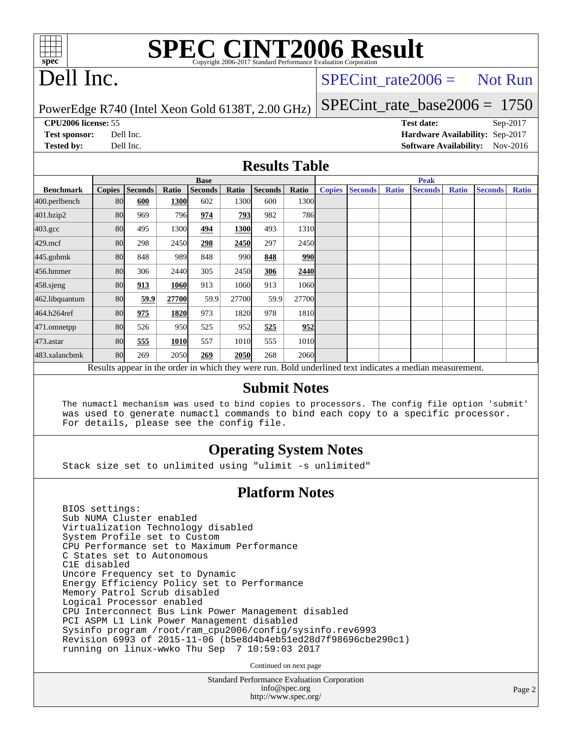# SPEC CINT2006 Result

Copyright 2006-2017 Standard Performance Evaluation Corporation

# Dell Inc.

PowerEdge R740 (Intel Xeon Gold 6138T, 2.00 GHz)

SPECint_rate2006 = Not Run

SPECint_rate_base2006 = 1750

**CPU2006 license:** 55
**Test sponsor:** Dell Inc.
**Tested by:** Dell Inc.

**Test date:** Sep-2017
**Hardware Availability:** Sep-2017
**Software Availability:** Nov-2016

## Results Table

| | Base | | | | | | | Peak | | | | | | |
|---|---|---|---|---|---|---|---|---|---|---|---|---|---|---|
| **Benchmark** | **Copies** | **Seconds** | **Ratio** | **Seconds** | **Ratio** | **Seconds** | **Ratio** | **Copies** | **Seconds** | **Ratio** | **Seconds** | **Ratio** | **Seconds** | **Ratio** |
| 400.perlbench | 80 | **600** | **1300** | 602 | 1300 | 600 | 1300 | | | | | | | |
| 401.bzip2 | 80 | 969 | 796 | **974** | **793** | 982 | 786 | | | | | | | |
| 403.gcc | 80 | 495 | 1300 | **494** | **1300** | 493 | 1310 | | | | | | | |
| 429.mcf | 80 | 298 | 2450 | **298** | **2450** | 297 | 2450 | | | | | | | |
| 445.gobmk | 80 | 848 | 989 | 848 | 990 | **848** | **990** | | | | | | | |
| 456.hmmer | 80 | 306 | 2440 | 305 | 2450 | **306** | **2440** | | | | | | | |
| 458.sjeng | 80 | **913** | **1060** | 913 | 1060 | 913 | 1060 | | | | | | | |
| 462.libquantum | 80 | **59.9** | **27700** | 59.9 | 27700 | 59.9 | 27700 | | | | | | | |
| 464.h264ref | 80 | **975** | **1820** | 973 | 1820 | 978 | 1810 | | | | | | | |
| 471.omnetpp | 80 | 526 | 950 | 525 | 952 | **525** | **952** | | | | | | | |
| 473.astar | 80 | **555** | **1010** | 557 | 1010 | 555 | 1010 | | | | | | | |
| 483.xalancbmk | 80 | 269 | 2050 | **269** | **2050** | 268 | 2060 | | | | | | | |

Results appear in the order in which they were run. Bold underlined text indicates a median measurement.

## Submit Notes

```
The numactl mechanism was used to bind copies to processors. The config file option 'submit'
was used to generate numactl commands to bind each copy to a specific processor.
For details, please see the config file.
```

## Operating System Notes

```
Stack size set to unlimited using "ulimit -s unlimited"
```

## Platform Notes

```
BIOS settings:
Sub NUMA Cluster enabled
Virtualization Technology disabled
System Profile set to Custom
CPU Performance set to Maximum Performance
C States set to Autonomous
C1E disabled
Uncore Frequency set to Dynamic
Energy Efficiency Policy set to Performance
Memory Patrol Scrub disabled
Logical Processor enabled
CPU Interconnect Bus Link Power Management disabled
PCI ASPM L1 Link Power Management disabled
Sysinfo program /root/ram_cpu2006/config/sysinfo.rev6993
Revision 6993 of 2015-11-06 (b5e8d4b4eb51ed28d7f98696cbe290c1)
running on linux-wwko Thu Sep  7 10:59:03 2017
```

Continued on next page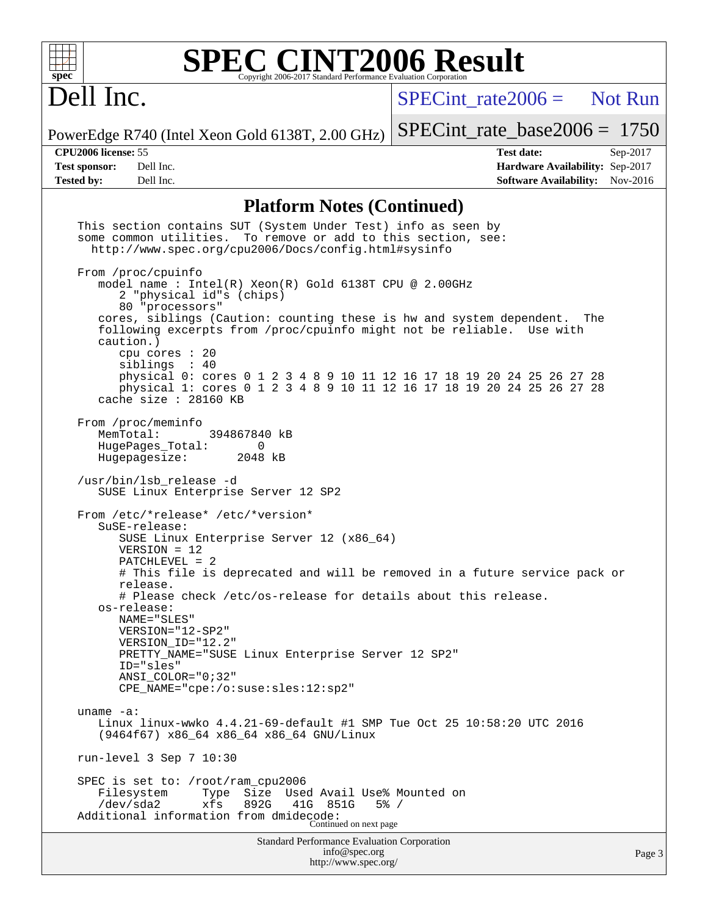# SPEC CINT2006 Result

Copyright 2006-2017 Standard Performance Evaluation Corporation

## Dell Inc.

PowerEdge R740 (Intel Xeon Gold 6138T, 2.00 GHz)

SPECint_rate2006 = Not Run

SPECint_rate_base2006 = 1750

| | | | |
|---|---|---|---|
| **CPU2006 license:** 55 | | **Test date:** | Sep-2017 |
| **Test sponsor:** | Dell Inc. | **Hardware Availability:** | Sep-2017 |
| **Tested by:** | Dell Inc. | **Software Availability:** | Nov-2016 |

### Platform Notes (Continued)

```
This section contains SUT (System Under Test) info as seen by
some common utilities.  To remove or add to this section, see:
  http://www.spec.org/cpu2006/Docs/config.html#sysinfo

From /proc/cpuinfo
   model name : Intel(R) Xeon(R) Gold 6138T CPU @ 2.00GHz
      2 "physical id"s (chips)
      80 "processors"
   cores, siblings (Caution: counting these is hw and system dependent.  The
   following excerpts from /proc/cpuinfo might not be reliable.  Use with
   caution.)
      cpu cores : 20
      siblings  : 40
      physical 0: cores 0 1 2 3 4 8 9 10 11 12 16 17 18 19 20 24 25 26 27 28
      physical 1: cores 0 1 2 3 4 8 9 10 11 12 16 17 18 19 20 24 25 26 27 28
   cache size : 28160 KB

From /proc/meminfo
   MemTotal:       394867840 kB
   HugePages_Total:       0
   Hugepagesize:       2048 kB

/usr/bin/lsb_release -d
   SUSE Linux Enterprise Server 12 SP2

From /etc/*release* /etc/*version*
   SuSE-release:
      SUSE Linux Enterprise Server 12 (x86_64)
      VERSION = 12
      PATCHLEVEL = 2
      # This file is deprecated and will be removed in a future service pack or
      release.
      # Please check /etc/os-release for details about this release.
   os-release:
      NAME="SLES"
      VERSION="12-SP2"
      VERSION_ID="12.2"
      PRETTY_NAME="SUSE Linux Enterprise Server 12 SP2"
      ID="sles"
      ANSI_COLOR="0;32"
      CPE_NAME="cpe:/o:suse:sles:12:sp2"

uname -a:
   Linux linux-wwko 4.4.21-69-default #1 SMP Tue Oct 25 10:58:20 UTC 2016
   (9464f67) x86_64 x86_64 x86_64 GNU/Linux

run-level 3 Sep 7 10:30

SPEC is set to: /root/ram_cpu2006
   Filesystem     Type  Size  Used Avail Use% Mounted on
   /dev/sda2      xfs   892G   41G  851G   5% /
Additional information from dmidecode:
```

Continued on next page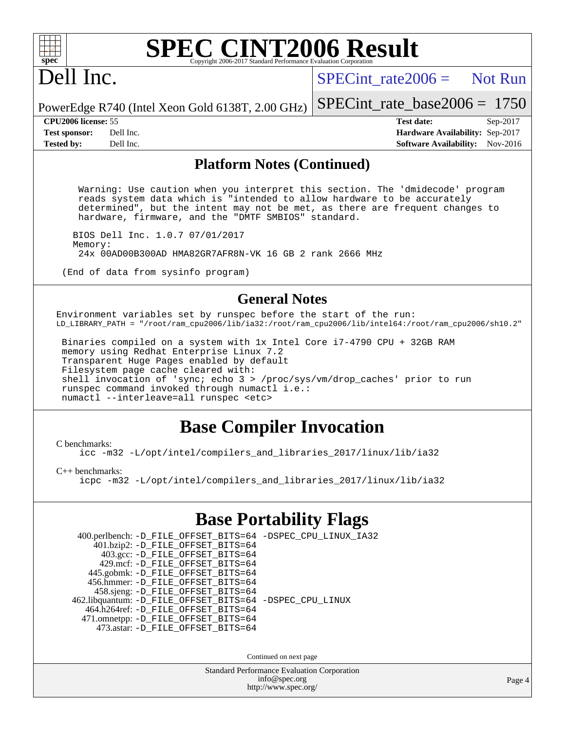## Platform Notes (Continued)

```
  Warning: Use caution when you interpret this section. The 'dmidecode' program
  reads system data which is "intended to allow hardware to be accurately
  determined", but the intent may not be met, as there are frequent changes to
  hardware, firmware, and the "DMTF SMBIOS" standard.

 BIOS Dell Inc. 1.0.7 07/01/2017
 Memory:
  24x 00AD00B300AD HMA82GR7AFR8N-VK 16 GB 2 rank 2666 MHz

(End of data from sysinfo program)
```

## General Notes

```
Environment variables set by runspec before the start of the run:
LD_LIBRARY_PATH = "/root/ram_cpu2006/lib/ia32:/root/ram_cpu2006/lib/intel64:/root/ram_cpu2006/sh10.2"

 Binaries compiled on a system with 1x Intel Core i7-4790 CPU + 32GB RAM
 memory using Redhat Enterprise Linux 7.2
 Transparent Huge Pages enabled by default
 Filesystem page cache cleared with:
 shell invocation of 'sync; echo 3 > /proc/sys/vm/drop_caches' prior to run
 runspec command invoked through numactl i.e.:
 numactl --interleave=all runspec <etc>
```

# Base Compiler Invocation

C benchmarks:

```
icc -m32 -L/opt/intel/compilers_and_libraries_2017/linux/lib/ia32
```

C++ benchmarks:

```
icpc -m32 -L/opt/intel/compilers_and_libraries_2017/linux/lib/ia32
```

# Base Portability Flags

```
   400.perlbench: -D_FILE_OFFSET_BITS=64 -DSPEC_CPU_LINUX_IA32
       401.bzip2: -D_FILE_OFFSET_BITS=64
         403.gcc: -D_FILE_OFFSET_BITS=64
         429.mcf: -D_FILE_OFFSET_BITS=64
       445.gobmk: -D_FILE_OFFSET_BITS=64
      456.hmmer: -D_FILE_OFFSET_BITS=64
       458.sjeng: -D_FILE_OFFSET_BITS=64
  462.libquantum: -D_FILE_OFFSET_BITS=64 -DSPEC_CPU_LINUX
     464.h264ref: -D_FILE_OFFSET_BITS=64
     471.omnetpp: -D_FILE_OFFSET_BITS=64
       473.astar: -D_FILE_OFFSET_BITS=64
```

Continued on next page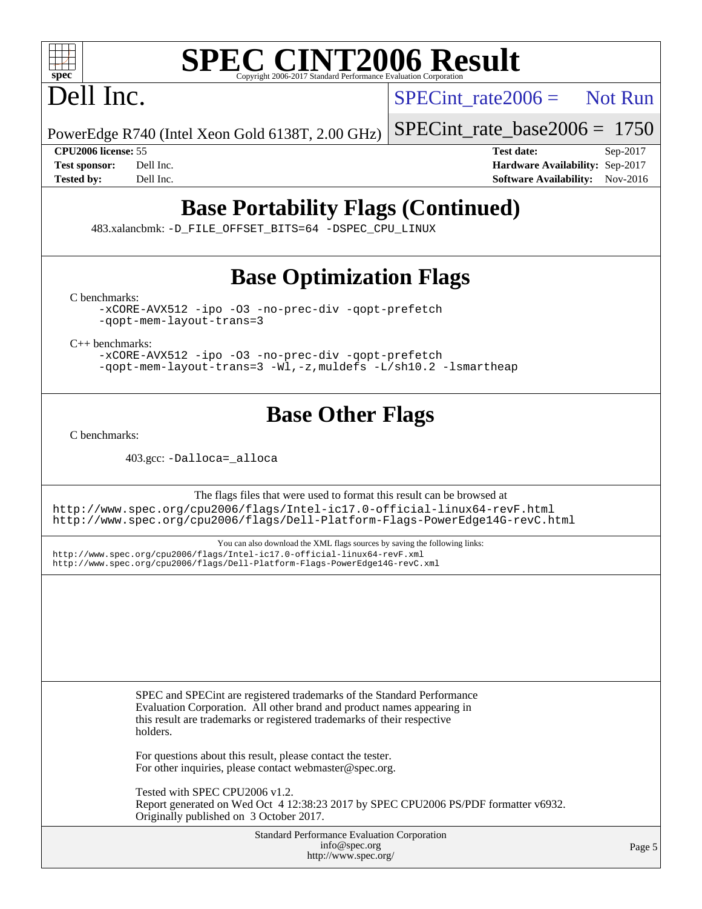# Base Portability Flags (Continued)

483.xalancbmk: -D_FILE_OFFSET_BITS=64 -DSPEC_CPU_LINUX

# Base Optimization Flags

C benchmarks:

-xCORE-AVX512 -ipo -O3 -no-prec-div -qopt-prefetch -qopt-mem-layout-trans=3

C++ benchmarks:

-xCORE-AVX512 -ipo -O3 -no-prec-div -qopt-prefetch -qopt-mem-layout-trans=3 -Wl,-z,muldefs -L/sh10.2 -lsmartheap

# Base Other Flags

C benchmarks:

403.gcc: -Dalloca=_alloca

The flags files that were used to format this result can be browsed at
http://www.spec.org/cpu2006/flags/Intel-ic17.0-official-linux64-revF.html
http://www.spec.org/cpu2006/flags/Dell-Platform-Flags-PowerEdge14G-revC.html

You can also download the XML flags sources by saving the following links:
http://www.spec.org/cpu2006/flags/Intel-ic17.0-official-linux64-revF.xml
http://www.spec.org/cpu2006/flags/Dell-Platform-Flags-PowerEdge14G-revC.xml

SPEC and SPECint are registered trademarks of the Standard Performance Evaluation Corporation. All other brand and product names appearing in this result are trademarks or registered trademarks of their respective holders.

For questions about this result, please contact the tester.
For other inquiries, please contact webmaster@spec.org.

Tested with SPEC CPU2006 v1.2.
Report generated on Wed Oct 4 12:38:23 2017 by SPEC CPU2006 PS/PDF formatter v6932.
Originally published on 3 October 2017.